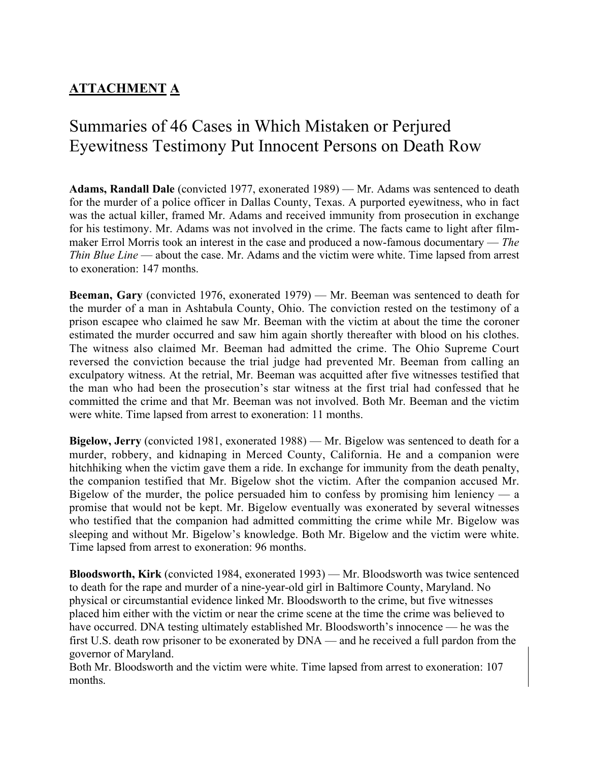## **ATTACHMENT A**

# Summaries of 46 Cases in Which Mistaken or Perjured Eyewitness Testimony Put Innocent Persons on Death Row

**Adams, Randall Dale** (convicted 1977, exonerated 1989) — Mr. Adams was sentenced to death for the murder of a police officer in Dallas County, Texas. A purported eyewitness, who in fact was the actual killer, framed Mr. Adams and received immunity from prosecution in exchange for his testimony. Mr. Adams was not involved in the crime. The facts came to light after film-maker Errol Morris took an interest in the case and produced a now-famous documentary — *The Thin Blue Line* — about the case. Mr. Adams and the victim were white. Time lapsed from arrest to exoneration: 147 months.

**Beeman, Gary** (convicted 1976, exonerated 1979) — Mr. Beeman was sentenced to death for the murder of a man in Ashtabula County, Ohio. The conviction rested on the testimony of a prison escapee who claimed he saw Mr. Beeman with the victim at about the time the coroner estimated the murder occurred and saw him again shortly thereafter with blood on his clothes. The witness also claimed Mr. Beeman had admitted the crime. The Ohio Supreme Court reversed the conviction because the trial judge had prevented Mr. Beeman from calling an exculpatory witness. At the retrial, Mr. Beeman was acquitted after five witnesses testified that the man who had been the prosecution's star witness at the first trial had confessed that he committed the crime and that Mr. Beeman was not involved. Both Mr. Beeman and the victim were white. Time lapsed from arrest to exoneration: 11 months.

**Bigelow, Jerry** (convicted 1981, exonerated 1988) — Mr. Bigelow was sentenced to death for a murder, robbery, and kidnaping in Merced County, California. He and a companion were hitchhiking when the victim gave them a ride. In exchange for immunity from the death penalty, the companion testified that Mr. Bigelow shot the victim. After the companion accused Mr. Bigelow of the murder, the police persuaded him to confess by promising him leniency — a promise that would not be kept. Mr. Bigelow eventually was exonerated by several witnesses who testified that the companion had admitted committing the crime while Mr. Bigelow was sleeping and without Mr. Bigelow's knowledge. Both Mr. Bigelow and the victim were white. Time lapsed from arrest to exoneration: 96 months.

**Bloodsworth, Kirk** (convicted 1984, exonerated 1993) — Mr. Bloodsworth was twice sentenced to death for the rape and murder of a nine-year-old girl in Baltimore County, Maryland. No physical or circumstantial evidence linked Mr. Bloodsworth to the crime, but five witnesses placed him either with the victim or near the crime scene at the time the crime was believed to have occurred. DNA testing ultimately established Mr. Bloodsworth's innocence — he was the first U.S. death row prisoner to be exonerated by DNA — and he received a full pardon from the governor of Maryland.

Both Mr. Bloodsworth and the victim were white. Time lapsed from arrest to exoneration: 107 months.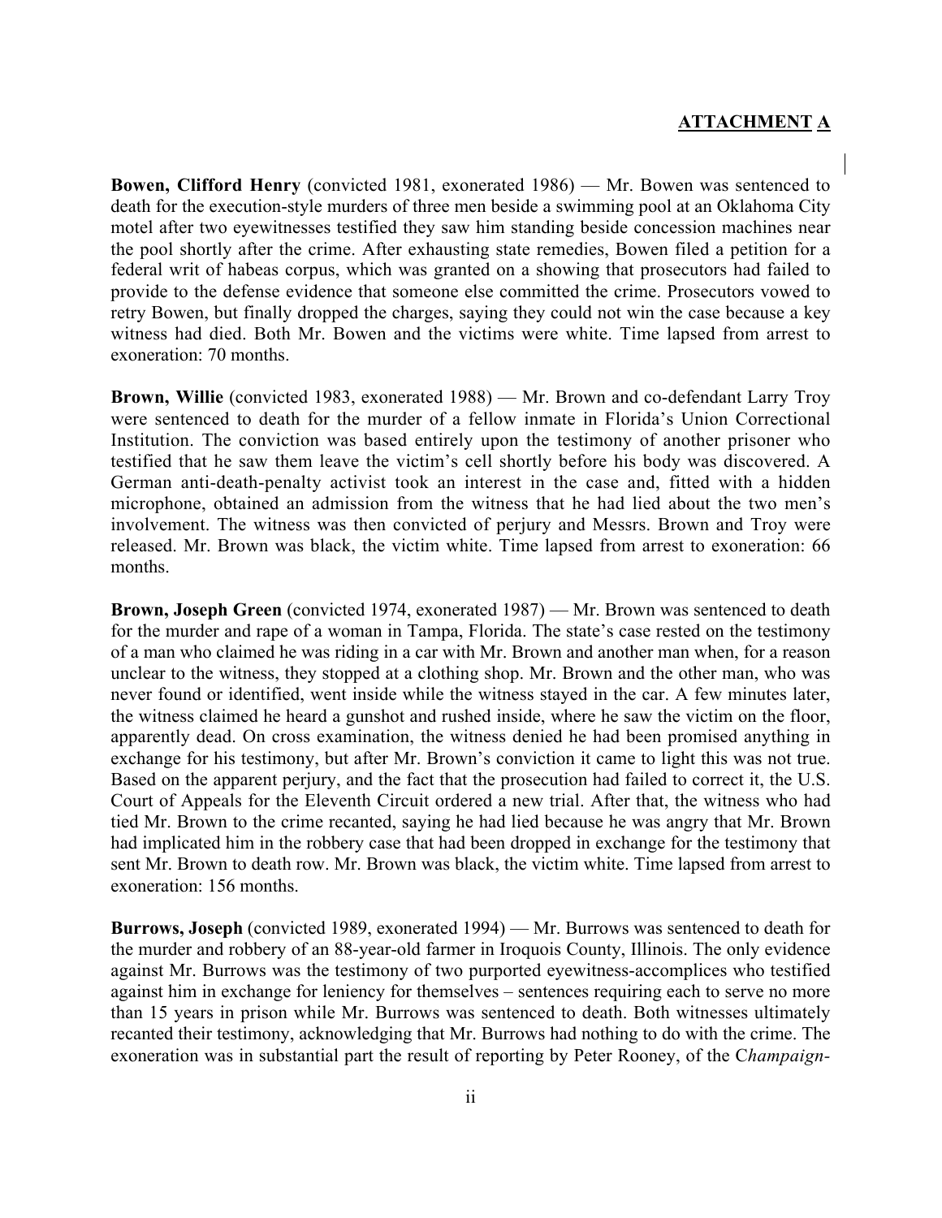**ATTACHMENT A**

**Bowen, Clifford Henry** (convicted 1981, exonerated 1986) — Mr. Bowen was sentenced to death for the execution-style murders of three men beside a swimming pool at an Oklahoma City motel after two eyewitnesses testified they saw him standing beside concession machines near the pool shortly after the crime. After exhausting state remedies, Bowen filed a petition for a federal writ of habeas corpus, which was granted on a showing that prosecutors had failed to provide to the defense evidence that someone else committed the crime. Prosecutors vowed to retry Bowen, but finally dropped the charges, saying they could not win the case because a key witness had died. Both Mr. Bowen and the victims were white. Time lapsed from arrest to exoneration: 70 months.

**Brown, Willie** (convicted 1983, exonerated 1988) — Mr. Brown and co-defendant Larry Troy were sentenced to death for the murder of a fellow inmate in Florida's Union Correctional Institution. The conviction was based entirely upon the testimony of another prisoner who testified that he saw them leave the victim's cell shortly before his body was discovered. A German anti-death-penalty activist took an interest in the case and, fitted with a hidden microphone, obtained an admission from the witness that he had lied about the two men's involvement. The witness was then convicted of perjury and Messrs. Brown and Troy were released. Mr. Brown was black, the victim white. Time lapsed from arrest to exoneration: 66 months.

**Brown, Joseph Green** (convicted 1974, exonerated 1987) — Mr. Brown was sentenced to death for the murder and rape of a woman in Tampa, Florida. The state's case rested on the testimony of a man who claimed he was riding in a car with Mr. Brown and another man when, for a reason unclear to the witness, they stopped at a clothing shop. Mr. Brown and the other man, who was never found or identified, went inside while the witness stayed in the car. A few minutes later, the witness claimed he heard a gunshot and rushed inside, where he saw the victim on the floor, apparently dead. On cross examination, the witness denied he had been promised anything in exchange for his testimony, but after Mr. Brown's conviction it came to light this was not true. Based on the apparent perjury, and the fact that the prosecution had failed to correct it, the U.S. Court of Appeals for the Eleventh Circuit ordered a new trial. After that, the witness who had tied Mr. Brown to the crime recanted, saying he had lied because he was angry that Mr. Brown had implicated him in the robbery case that had been dropped in exchange for the testimony that sent Mr. Brown to death row. Mr. Brown was black, the victim white. Time lapsed from arrest to exoneration: 156 months.

**Burrows, Joseph** (convicted 1989, exonerated 1994) — Mr. Burrows was sentenced to death for the murder and robbery of an 88-year-old farmer in Iroquois County, Illinois. The only evidence against Mr. Burrows was the testimony of two purported eyewitness-accomplices who testified against him in exchange for leniency for themselves – sentences requiring each to serve no more than 15 years in prison while Mr. Burrows was sentenced to death. Both witnesses ultimately recanted their testimony, acknowledging that Mr. Burrows had nothing to do with the crime. The exoneration was in substantial part the result of reporting by Peter Rooney, of the *Champaign-*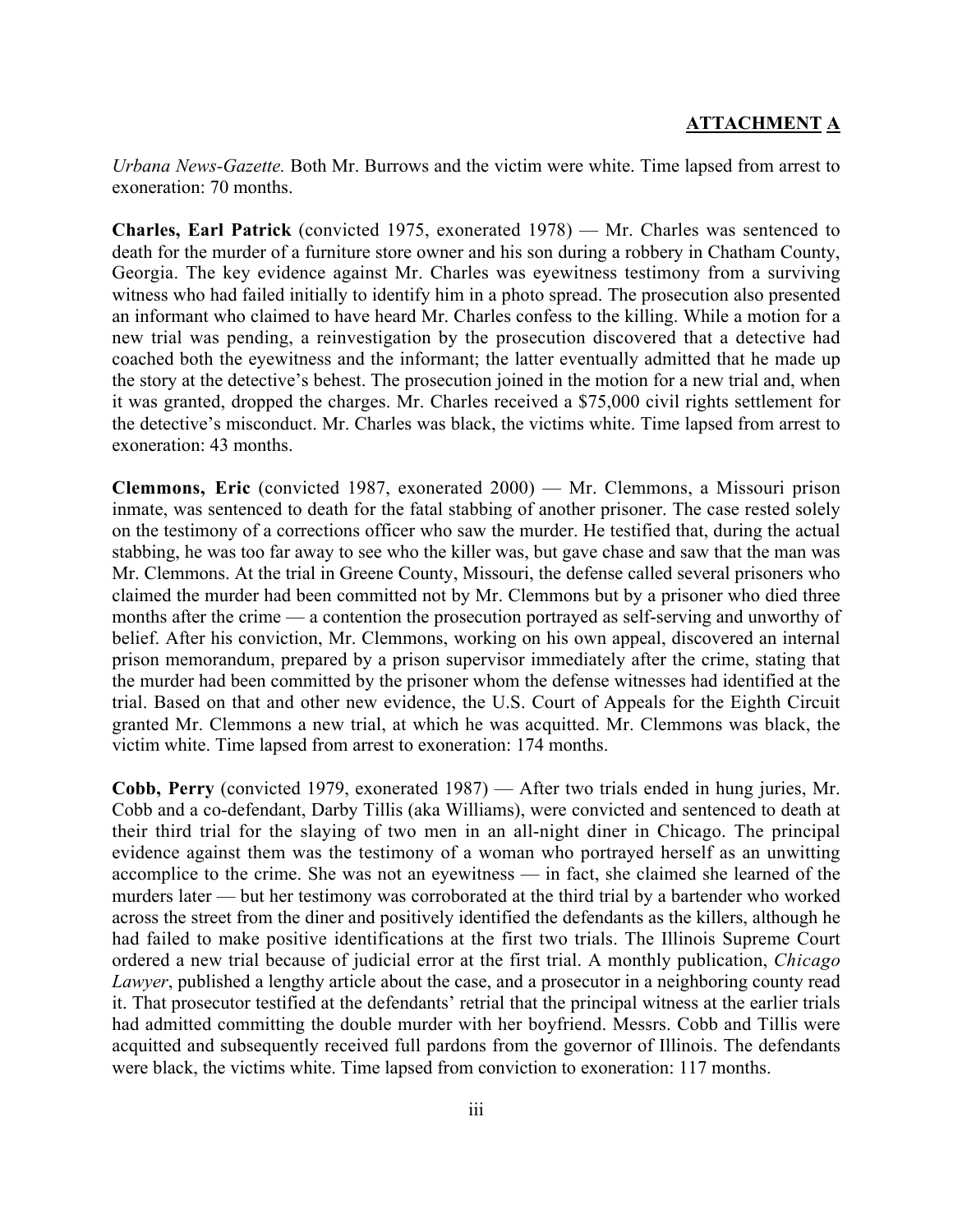## ATTACHMENT A

*Urbana News-Gazette.* Both Mr. Burrows and the victim were white. Time lapsed from arrest to exoneration: 70 months.

**Charles, Earl Patrick** (convicted 1975, exonerated 1978) — Mr. Charles was sentenced to death for the murder of a furniture store owner and his son during a robbery in Chatham County, Georgia. The key evidence against Mr. Charles was eyewitness testimony from a surviving witness who had failed initially to identify him in a photo spread. The prosecution also presented an informant who claimed to have heard Mr. Charles confess to the killing. While a motion for a new trial was pending, a reinvestigation by the prosecution discovered that a detective had coached both the eyewitness and the informant; the latter eventually admitted that he made up the story at the detective's behest. The prosecution joined in the motion for a new trial and, when it was granted, dropped the charges. Mr. Charles received a $75,000 civil rights settlement for the detective's misconduct. Mr. Charles was black, the victims white. Time lapsed from arrest to exoneration: 43 months.

**Clemmons, Eric** (convicted 1987, exonerated 2000) — Mr. Clemmons, a Missouri prison inmate, was sentenced to death for the fatal stabbing of another prisoner. The case rested solely on the testimony of a corrections officer who saw the murder. He testified that, during the actual stabbing, he was too far away to see who the killer was, but gave chase and saw that the man was Mr. Clemmons. At the trial in Greene County, Missouri, the defense called several prisoners who claimed the murder had been committed not by Mr. Clemmons but by a prisoner who died three months after the crime — a contention the prosecution portrayed as self-serving and unworthy of belief. After his conviction, Mr. Clemmons, working on his own appeal, discovered an internal prison memorandum, prepared by a prison supervisor immediately after the crime, stating that the murder had been committed by the prisoner whom the defense witnesses had identified at the trial. Based on that and other new evidence, the U.S. Court of Appeals for the Eighth Circuit granted Mr. Clemmons a new trial, at which he was acquitted. Mr. Clemmons was black, the victim white. Time lapsed from arrest to exoneration: 174 months.

**Cobb, Perry** (convicted 1979, exonerated 1987) — After two trials ended in hung juries, Mr. Cobb and a co-defendant, Darby Tillis (aka Williams), were convicted and sentenced to death at their third trial for the slaying of two men in an all-night diner in Chicago. The principal evidence against them was the testimony of a woman who portrayed herself as an unwitting accomplice to the crime. She was not an eyewitness — in fact, she claimed she learned of the murders later — but her testimony was corroborated at the third trial by a bartender who worked across the street from the diner and positively identified the defendants as the killers, although he had failed to make positive identifications at the first two trials. The Illinois Supreme Court ordered a new trial because of judicial error at the first trial. A monthly publication, *Chicago Lawyer*, published a lengthy article about the case, and a prosecutor in a neighboring county read it. That prosecutor testified at the defendants' retrial that the principal witness at the earlier trials had admitted committing the double murder with her boyfriend. Messrs. Cobb and Tillis were acquitted and subsequently received full pardons from the governor of Illinois. The defendants were black, the victims white. Time lapsed from conviction to exoneration: 117 months.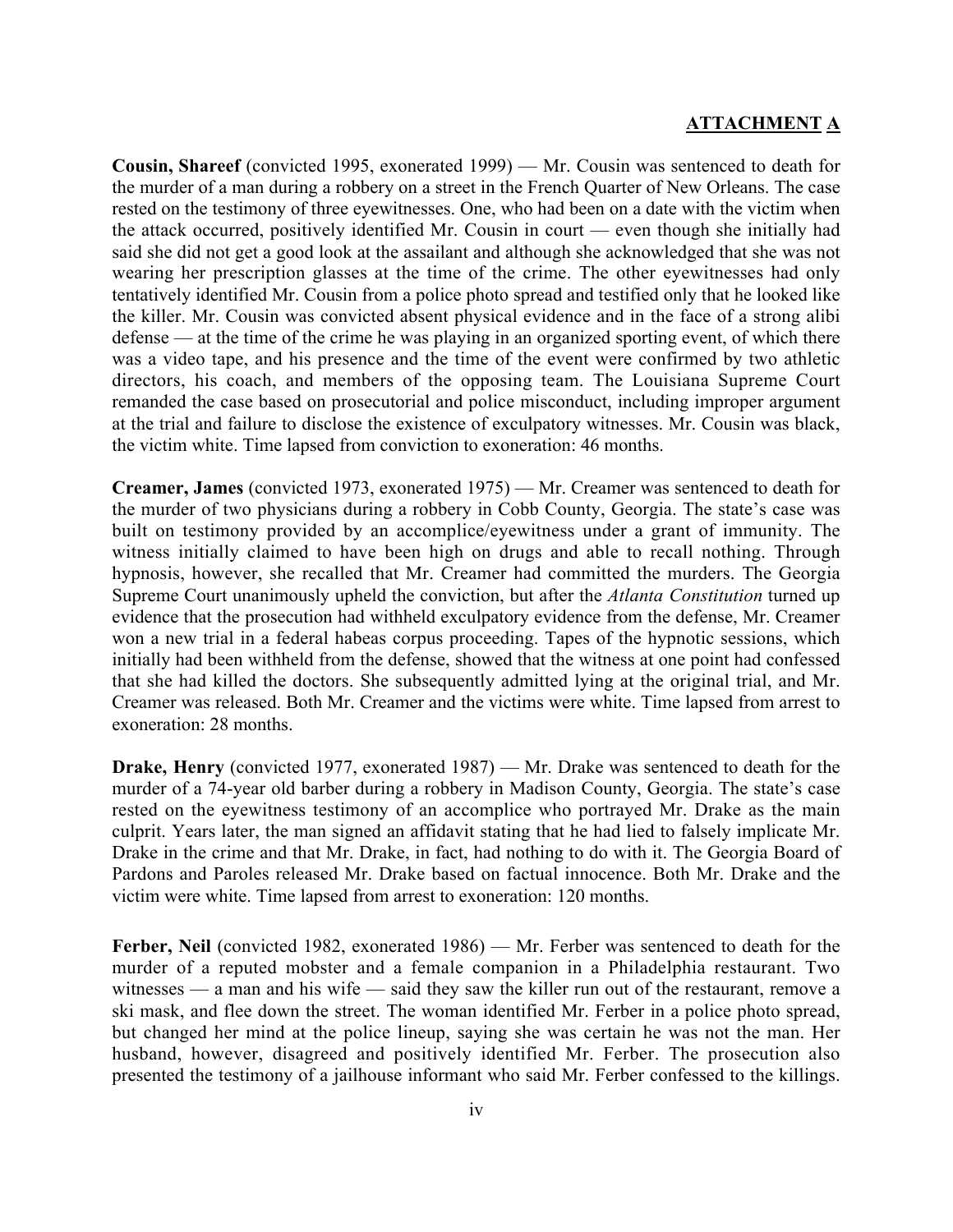**ATTACHMENT A**

**Cousin, Shareef** (convicted 1995, exonerated 1999) — Mr. Cousin was sentenced to death for the murder of a man during a robbery on a street in the French Quarter of New Orleans. The case rested on the testimony of three eyewitnesses. One, who had been on a date with the victim when the attack occurred, positively identified Mr. Cousin in court — even though she initially had said she did not get a good look at the assailant and although she acknowledged that she was not wearing her prescription glasses at the time of the crime. The other eyewitnesses had only tentatively identified Mr. Cousin from a police photo spread and testified only that he looked like the killer. Mr. Cousin was convicted absent physical evidence and in the face of a strong alibi defense — at the time of the crime he was playing in an organized sporting event, of which there was a video tape, and his presence and the time of the event were confirmed by two athletic directors, his coach, and members of the opposing team. The Louisiana Supreme Court remanded the case based on prosecutorial and police misconduct, including improper argument at the trial and failure to disclose the existence of exculpatory witnesses. Mr. Cousin was black, the victim white. Time lapsed from conviction to exoneration: 46 months.

**Creamer, James** (convicted 1973, exonerated 1975) — Mr. Creamer was sentenced to death for the murder of two physicians during a robbery in Cobb County, Georgia. The state's case was built on testimony provided by an accomplice/eyewitness under a grant of immunity. The witness initially claimed to have been high on drugs and able to recall nothing. Through hypnosis, however, she recalled that Mr. Creamer had committed the murders. The Georgia Supreme Court unanimously upheld the conviction, but after the *Atlanta Constitution* turned up evidence that the prosecution had withheld exculpatory evidence from the defense, Mr. Creamer won a new trial in a federal habeas corpus proceeding. Tapes of the hypnotic sessions, which initially had been withheld from the defense, showed that the witness at one point had confessed that she had killed the doctors. She subsequently admitted lying at the original trial, and Mr. Creamer was released. Both Mr. Creamer and the victims were white. Time lapsed from arrest to exoneration: 28 months.

**Drake, Henry** (convicted 1977, exonerated 1987) — Mr. Drake was sentenced to death for the murder of a 74-year old barber during a robbery in Madison County, Georgia. The state's case rested on the eyewitness testimony of an accomplice who portrayed Mr. Drake as the main culprit. Years later, the man signed an affidavit stating that he had lied to falsely implicate Mr. Drake in the crime and that Mr. Drake, in fact, had nothing to do with it. The Georgia Board of Pardons and Paroles released Mr. Drake based on factual innocence. Both Mr. Drake and the victim were white. Time lapsed from arrest to exoneration: 120 months.

**Ferber, Neil** (convicted 1982, exonerated 1986) — Mr. Ferber was sentenced to death for the murder of a reputed mobster and a female companion in a Philadelphia restaurant. Two witnesses — a man and his wife — said they saw the killer run out of the restaurant, remove a ski mask, and flee down the street. The woman identified Mr. Ferber in a police photo spread, but changed her mind at the police lineup, saying she was certain he was not the man. Her husband, however, disagreed and positively identified Mr. Ferber. The prosecution also presented the testimony of a jailhouse informant who said Mr. Ferber confessed to the killings.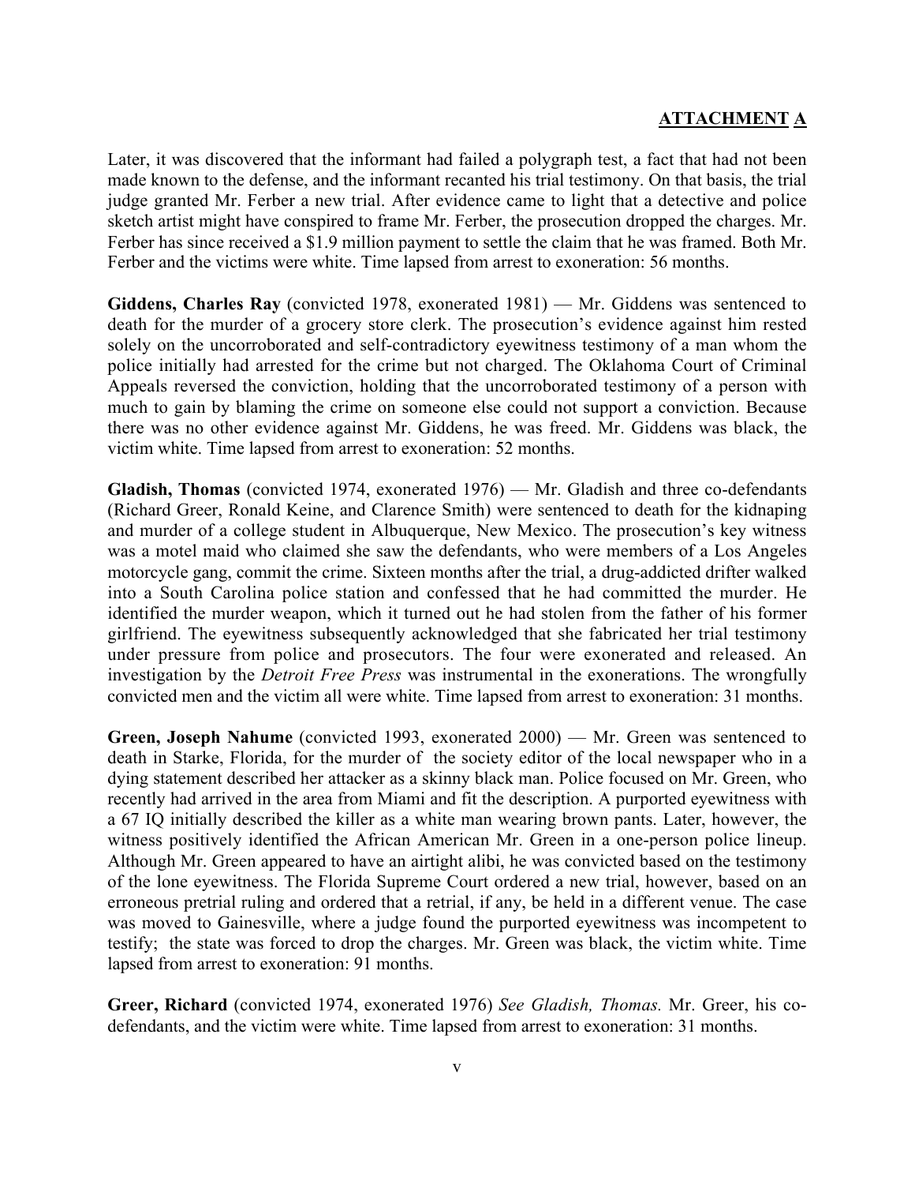## ATTACHMENT A

Later, it was discovered that the informant had failed a polygraph test, a fact that had not been made known to the defense, and the informant recanted his trial testimony. On that basis, the trial judge granted Mr. Ferber a new trial. After evidence came to light that a detective and police sketch artist might have conspired to frame Mr. Ferber, the prosecution dropped the charges. Mr. Ferber has since received a $1.9 million payment to settle the claim that he was framed. Both Mr. Ferber and the victims were white. Time lapsed from arrest to exoneration: 56 months.

**Giddens, Charles Ray** (convicted 1978, exonerated 1981) — Mr. Giddens was sentenced to death for the murder of a grocery store clerk. The prosecution's evidence against him rested solely on the uncorroborated and self-contradictory eyewitness testimony of a man whom the police initially had arrested for the crime but not charged. The Oklahoma Court of Criminal Appeals reversed the conviction, holding that the uncorroborated testimony of a person with much to gain by blaming the crime on someone else could not support a conviction. Because there was no other evidence against Mr. Giddens, he was freed. Mr. Giddens was black, the victim white. Time lapsed from arrest to exoneration: 52 months.

**Gladish, Thomas** (convicted 1974, exonerated 1976) — Mr. Gladish and three co-defendants (Richard Greer, Ronald Keine, and Clarence Smith) were sentenced to death for the kidnaping and murder of a college student in Albuquerque, New Mexico. The prosecution's key witness was a motel maid who claimed she saw the defendants, who were members of a Los Angeles motorcycle gang, commit the crime. Sixteen months after the trial, a drug-addicted drifter walked into a South Carolina police station and confessed that he had committed the murder. He identified the murder weapon, which it turned out he had stolen from the father of his former girlfriend. The eyewitness subsequently acknowledged that she fabricated her trial testimony under pressure from police and prosecutors. The four were exonerated and released. An investigation by the *Detroit Free Press* was instrumental in the exonerations. The wrongfully convicted men and the victim all were white. Time lapsed from arrest to exoneration: 31 months.

**Green, Joseph Nahume** (convicted 1993, exonerated 2000) — Mr. Green was sentenced to death in Starke, Florida, for the murder of the society editor of the local newspaper who in a dying statement described her attacker as a skinny black man. Police focused on Mr. Green, who recently had arrived in the area from Miami and fit the description. A purported eyewitness with a 67 IQ initially described the killer as a white man wearing brown pants. Later, however, the witness positively identified the African American Mr. Green in a one-person police lineup. Although Mr. Green appeared to have an airtight alibi, he was convicted based on the testimony of the lone eyewitness. The Florida Supreme Court ordered a new trial, however, based on an erroneous pretrial ruling and ordered that a retrial, if any, be held in a different venue. The case was moved to Gainesville, where a judge found the purported eyewitness was incompetent to testify; the state was forced to drop the charges. Mr. Green was black, the victim white. Time lapsed from arrest to exoneration: 91 months.

**Greer, Richard** (convicted 1974, exonerated 1976) *See Gladish, Thomas.* Mr. Greer, his co-defendants, and the victim were white. Time lapsed from arrest to exoneration: 31 months.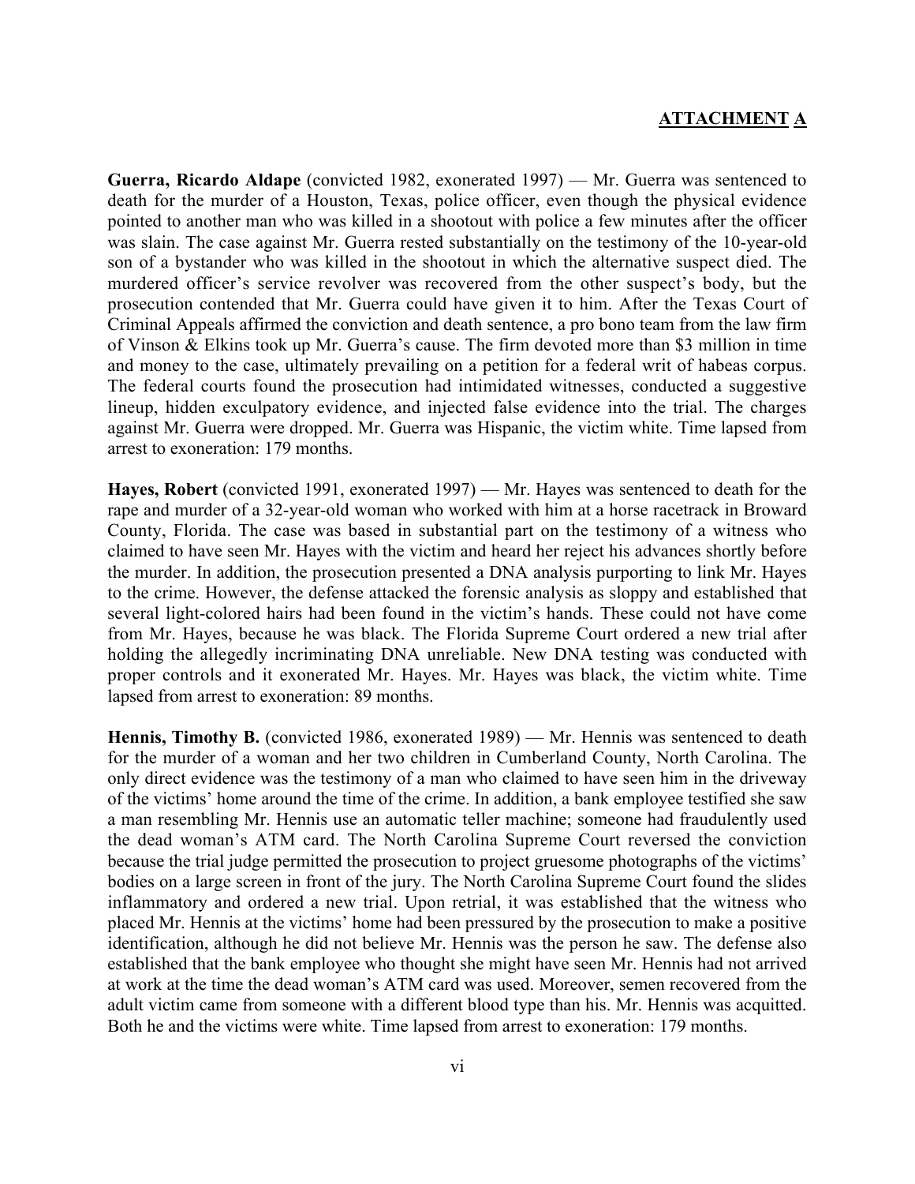**ATTACHMENT A**

**Guerra, Ricardo Aldape** (convicted 1982, exonerated 1997) — Mr. Guerra was sentenced to death for the murder of a Houston, Texas, police officer, even though the physical evidence pointed to another man who was killed in a shootout with police a few minutes after the officer was slain. The case against Mr. Guerra rested substantially on the testimony of the 10-year-old son of a bystander who was killed in the shootout in which the alternative suspect died. The murdered officer's service revolver was recovered from the other suspect's body, but the prosecution contended that Mr. Guerra could have given it to him. After the Texas Court of Criminal Appeals affirmed the conviction and death sentence, a pro bono team from the law firm of Vinson & Elkins took up Mr. Guerra's cause. The firm devoted more than $3 million in time and money to the case, ultimately prevailing on a petition for a federal writ of habeas corpus. The federal courts found the prosecution had intimidated witnesses, conducted a suggestive lineup, hidden exculpatory evidence, and injected false evidence into the trial. The charges against Mr. Guerra were dropped. Mr. Guerra was Hispanic, the victim white. Time lapsed from arrest to exoneration: 179 months.

**Hayes, Robert** (convicted 1991, exonerated 1997) — Mr. Hayes was sentenced to death for the rape and murder of a 32-year-old woman who worked with him at a horse racetrack in Broward County, Florida. The case was based in substantial part on the testimony of a witness who claimed to have seen Mr. Hayes with the victim and heard her reject his advances shortly before the murder. In addition, the prosecution presented a DNA analysis purporting to link Mr. Hayes to the crime. However, the defense attacked the forensic analysis as sloppy and established that several light-colored hairs had been found in the victim's hands. These could not have come from Mr. Hayes, because he was black. The Florida Supreme Court ordered a new trial after holding the allegedly incriminating DNA unreliable. New DNA testing was conducted with proper controls and it exonerated Mr. Hayes. Mr. Hayes was black, the victim white. Time lapsed from arrest to exoneration: 89 months.

**Hennis, Timothy B.** (convicted 1986, exonerated 1989) — Mr. Hennis was sentenced to death for the murder of a woman and her two children in Cumberland County, North Carolina. The only direct evidence was the testimony of a man who claimed to have seen him in the driveway of the victims' home around the time of the crime. In addition, a bank employee testified she saw a man resembling Mr. Hennis use an automatic teller machine; someone had fraudulently used the dead woman's ATM card. The North Carolina Supreme Court reversed the conviction because the trial judge permitted the prosecution to project gruesome photographs of the victims' bodies on a large screen in front of the jury. The North Carolina Supreme Court found the slides inflammatory and ordered a new trial. Upon retrial, it was established that the witness who placed Mr. Hennis at the victims' home had been pressured by the prosecution to make a positive identification, although he did not believe Mr. Hennis was the person he saw. The defense also established that the bank employee who thought she might have seen Mr. Hennis had not arrived at work at the time the dead woman's ATM card was used. Moreover, semen recovered from the adult victim came from someone with a different blood type than his. Mr. Hennis was acquitted. Both he and the victims were white. Time lapsed from arrest to exoneration: 179 months.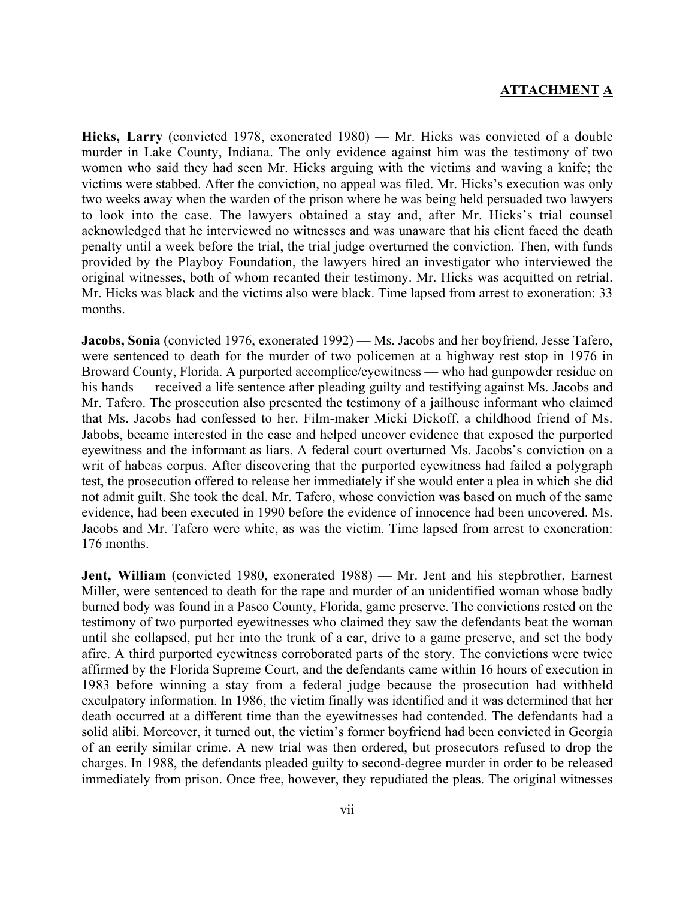**ATTACHMENT A**

**Hicks, Larry** (convicted 1978, exonerated 1980) — Mr. Hicks was convicted of a double murder in Lake County, Indiana. The only evidence against him was the testimony of two women who said they had seen Mr. Hicks arguing with the victims and waving a knife; the victims were stabbed. After the conviction, no appeal was filed. Mr. Hicks's execution was only two weeks away when the warden of the prison where he was being held persuaded two lawyers to look into the case. The lawyers obtained a stay and, after Mr. Hicks's trial counsel acknowledged that he interviewed no witnesses and was unaware that his client faced the death penalty until a week before the trial, the trial judge overturned the conviction. Then, with funds provided by the Playboy Foundation, the lawyers hired an investigator who interviewed the original witnesses, both of whom recanted their testimony. Mr. Hicks was acquitted on retrial. Mr. Hicks was black and the victims also were black. Time lapsed from arrest to exoneration: 33 months.

**Jacobs, Sonia** (convicted 1976, exonerated 1992) — Ms. Jacobs and her boyfriend, Jesse Tafero, were sentenced to death for the murder of two policemen at a highway rest stop in 1976 in Broward County, Florida. A purported accomplice/eyewitness — who had gunpowder residue on his hands — received a life sentence after pleading guilty and testifying against Ms. Jacobs and Mr. Tafero. The prosecution also presented the testimony of a jailhouse informant who claimed that Ms. Jacobs had confessed to her. Film-maker Micki Dickoff, a childhood friend of Ms. Jabobs, became interested in the case and helped uncover evidence that exposed the purported eyewitness and the informant as liars. A federal court overturned Ms. Jacobs's conviction on a writ of habeas corpus. After discovering that the purported eyewitness had failed a polygraph test, the prosecution offered to release her immediately if she would enter a plea in which she did not admit guilt. She took the deal. Mr. Tafero, whose conviction was based on much of the same evidence, had been executed in 1990 before the evidence of innocence had been uncovered. Ms. Jacobs and Mr. Tafero were white, as was the victim. Time lapsed from arrest to exoneration: 176 months.

**Jent, William** (convicted 1980, exonerated 1988) — Mr. Jent and his stepbrother, Earnest Miller, were sentenced to death for the rape and murder of an unidentified woman whose badly burned body was found in a Pasco County, Florida, game preserve. The convictions rested on the testimony of two purported eyewitnesses who claimed they saw the defendants beat the woman until she collapsed, put her into the trunk of a car, drive to a game preserve, and set the body afire. A third purported eyewitness corroborated parts of the story. The convictions were twice affirmed by the Florida Supreme Court, and the defendants came within 16 hours of execution in 1983 before winning a stay from a federal judge because the prosecution had withheld exculpatory information. In 1986, the victim finally was identified and it was determined that her death occurred at a different time than the eyewitnesses had contended. The defendants had a solid alibi. Moreover, it turned out, the victim's former boyfriend had been convicted in Georgia of an eerily similar crime. A new trial was then ordered, but prosecutors refused to drop the charges. In 1988, the defendants pleaded guilty to second-degree murder in order to be released immediately from prison. Once free, however, they repudiated the pleas. The original witnesses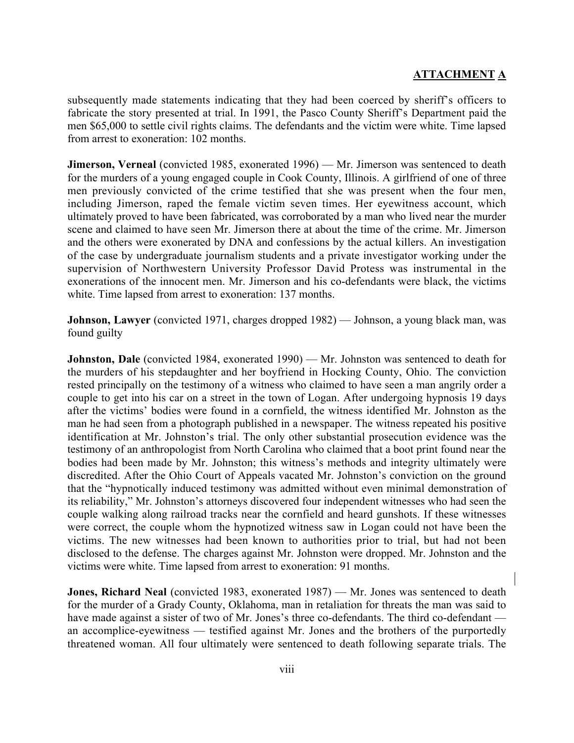subsequently made statements indicating that they had been coerced by sheriff's officers to fabricate the story presented at trial. In 1991, the Pasco County Sheriff's Department paid the men $65,000 to settle civil rights claims. The defendants and the victim were white. Time lapsed from arrest to exoneration: 102 months.

**Jimerson, Verneal** (convicted 1985, exonerated 1996) — Mr. Jimerson was sentenced to death for the murders of a young engaged couple in Cook County, Illinois. A girlfriend of one of three men previously convicted of the crime testified that she was present when the four men, including Jimerson, raped the female victim seven times. Her eyewitness account, which ultimately proved to have been fabricated, was corroborated by a man who lived near the murder scene and claimed to have seen Mr. Jimerson there at about the time of the crime. Mr. Jimerson and the others were exonerated by DNA and confessions by the actual killers. An investigation of the case by undergraduate journalism students and a private investigator working under the supervision of Northwestern University Professor David Protess was instrumental in the exonerations of the innocent men. Mr. Jimerson and his co-defendants were black, the victims white. Time lapsed from arrest to exoneration: 137 months.

**Johnson, Lawyer** (convicted 1971, charges dropped 1982) — Johnson, a young black man, was found guilty

**Johnston, Dale** (convicted 1984, exonerated 1990) — Mr. Johnston was sentenced to death for the murders of his stepdaughter and her boyfriend in Hocking County, Ohio. The conviction rested principally on the testimony of a witness who claimed to have seen a man angrily order a couple to get into his car on a street in the town of Logan. After undergoing hypnosis 19 days after the victims' bodies were found in a cornfield, the witness identified Mr. Johnston as the man he had seen from a photograph published in a newspaper. The witness repeated his positive identification at Mr. Johnston's trial. The only other substantial prosecution evidence was the testimony of an anthropologist from North Carolina who claimed that a boot print found near the bodies had been made by Mr. Johnston; this witness's methods and integrity ultimately were discredited. After the Ohio Court of Appeals vacated Mr. Johnston's conviction on the ground that the "hypnotically induced testimony was admitted without even minimal demonstration of its reliability," Mr. Johnston's attorneys discovered four independent witnesses who had seen the couple walking along railroad tracks near the cornfield and heard gunshots. If these witnesses were correct, the couple whom the hypnotized witness saw in Logan could not have been the victims. The new witnesses had been known to authorities prior to trial, but had not been disclosed to the defense. The charges against Mr. Johnston were dropped. Mr. Johnston and the victims were white. Time lapsed from arrest to exoneration: 91 months.

**Jones, Richard Neal** (convicted 1983, exonerated 1987) — Mr. Jones was sentenced to death for the murder of a Grady County, Oklahoma, man in retaliation for threats the man was said to have made against a sister of two of Mr. Jones's three co-defendants. The third co-defendant — an accomplice-eyewitness — testified against Mr. Jones and the brothers of the purportedly threatened woman. All four ultimately were sentenced to death following separate trials. The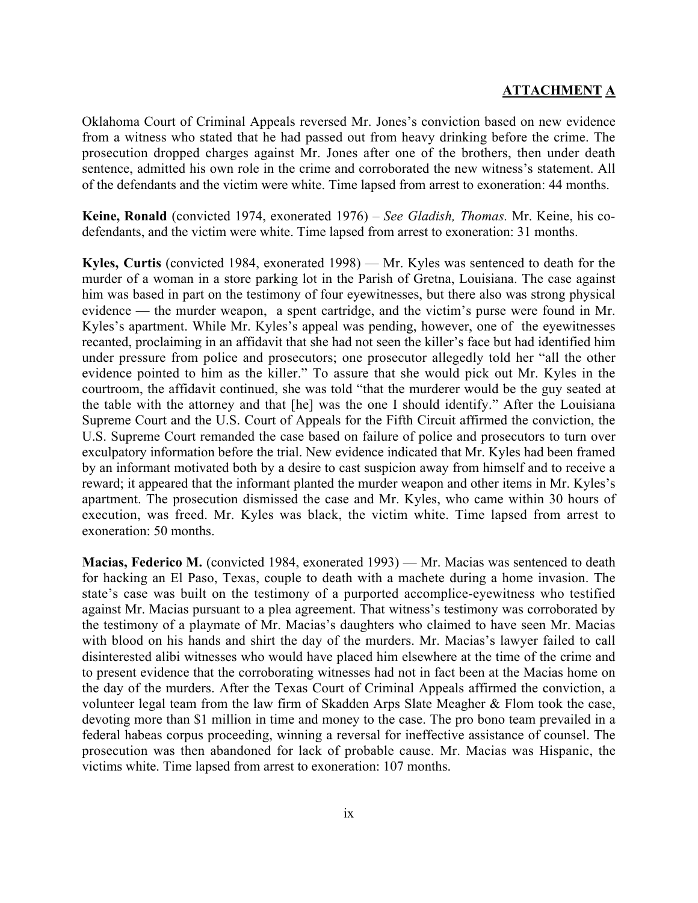**ATTACHMENT A**

Oklahoma Court of Criminal Appeals reversed Mr. Jones's conviction based on new evidence from a witness who stated that he had passed out from heavy drinking before the crime. The prosecution dropped charges against Mr. Jones after one of the brothers, then under death sentence, admitted his own role in the crime and corroborated the new witness's statement. All of the defendants and the victim were white. Time lapsed from arrest to exoneration: 44 months.

**Keine, Ronald** (convicted 1974, exonerated 1976) – *See Gladish, Thomas.* Mr. Keine, his co-defendants, and the victim were white. Time lapsed from arrest to exoneration: 31 months.

**Kyles, Curtis** (convicted 1984, exonerated 1998) — Mr. Kyles was sentenced to death for the murder of a woman in a store parking lot in the Parish of Gretna, Louisiana. The case against him was based in part on the testimony of four eyewitnesses, but there also was strong physical evidence — the murder weapon, a spent cartridge, and the victim's purse were found in Mr. Kyles's apartment. While Mr. Kyles's appeal was pending, however, one of the eyewitnesses recanted, proclaiming in an affidavit that she had not seen the killer's face but had identified him under pressure from police and prosecutors; one prosecutor allegedly told her "all the other evidence pointed to him as the killer." To assure that she would pick out Mr. Kyles in the courtroom, the affidavit continued, she was told "that the murderer would be the guy seated at the table with the attorney and that [he] was the one I should identify." After the Louisiana Supreme Court and the U.S. Court of Appeals for the Fifth Circuit affirmed the conviction, the U.S. Supreme Court remanded the case based on failure of police and prosecutors to turn over exculpatory information before the trial. New evidence indicated that Mr. Kyles had been framed by an informant motivated both by a desire to cast suspicion away from himself and to receive a reward; it appeared that the informant planted the murder weapon and other items in Mr. Kyles's apartment. The prosecution dismissed the case and Mr. Kyles, who came within 30 hours of execution, was freed. Mr. Kyles was black, the victim white. Time lapsed from arrest to exoneration: 50 months.

**Macias, Federico M.** (convicted 1984, exonerated 1993) — Mr. Macias was sentenced to death for hacking an El Paso, Texas, couple to death with a machete during a home invasion. The state's case was built on the testimony of a purported accomplice-eyewitness who testified against Mr. Macias pursuant to a plea agreement. That witness's testimony was corroborated by the testimony of a playmate of Mr. Macias's daughters who claimed to have seen Mr. Macias with blood on his hands and shirt the day of the murders. Mr. Macias's lawyer failed to call disinterested alibi witnesses who would have placed him elsewhere at the time of the crime and to present evidence that the corroborating witnesses had not in fact been at the Macias home on the day of the murders. After the Texas Court of Criminal Appeals affirmed the conviction, a volunteer legal team from the law firm of Skadden Arps Slate Meagher & Flom took the case, devoting more than $1 million in time and money to the case. The pro bono team prevailed in a federal habeas corpus proceeding, winning a reversal for ineffective assistance of counsel. The prosecution was then abandoned for lack of probable cause. Mr. Macias was Hispanic, the victims white. Time lapsed from arrest to exoneration: 107 months.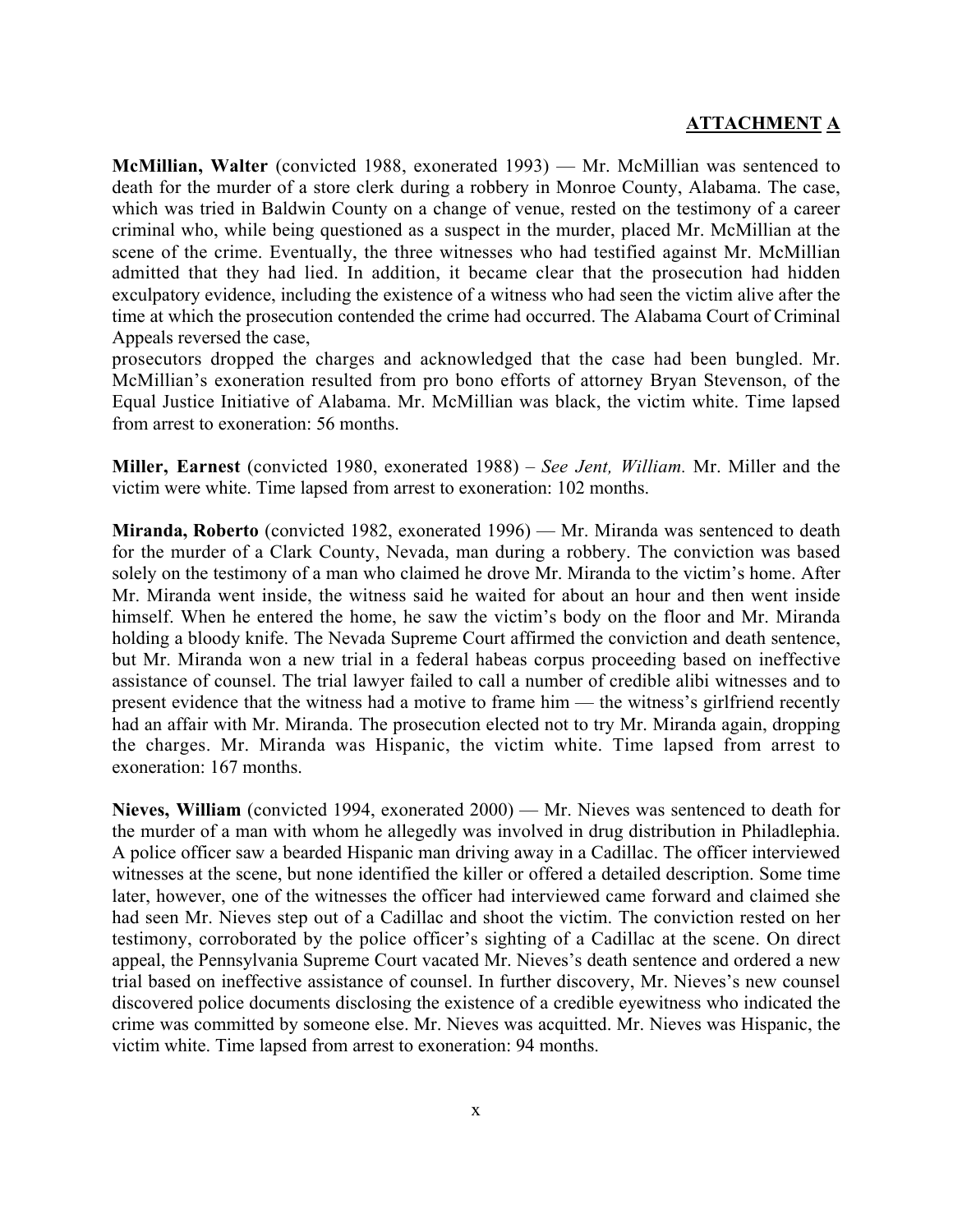**ATTACHMENT A**

**McMillian, Walter** (convicted 1988, exonerated 1993) — Mr. McMillian was sentenced to death for the murder of a store clerk during a robbery in Monroe County, Alabama. The case, which was tried in Baldwin County on a change of venue, rested on the testimony of a career criminal who, while being questioned as a suspect in the murder, placed Mr. McMillian at the scene of the crime. Eventually, the three witnesses who had testified against Mr. McMillian admitted that they had lied. In addition, it became clear that the prosecution had hidden exculpatory evidence, including the existence of a witness who had seen the victim alive after the time at which the prosecution contended the crime had occurred. The Alabama Court of Criminal Appeals reversed the case, prosecutors dropped the charges and acknowledged that the case had been bungled. Mr. McMillian's exoneration resulted from pro bono efforts of attorney Bryan Stevenson, of the Equal Justice Initiative of Alabama. Mr. McMillian was black, the victim white. Time lapsed from arrest to exoneration: 56 months.

**Miller, Earnest** (convicted 1980, exonerated 1988) – *See Jent, William.* Mr. Miller and the victim were white. Time lapsed from arrest to exoneration: 102 months.

**Miranda, Roberto** (convicted 1982, exonerated 1996) — Mr. Miranda was sentenced to death for the murder of a Clark County, Nevada, man during a robbery. The conviction was based solely on the testimony of a man who claimed he drove Mr. Miranda to the victim's home. After Mr. Miranda went inside, the witness said he waited for about an hour and then went inside himself. When he entered the home, he saw the victim's body on the floor and Mr. Miranda holding a bloody knife. The Nevada Supreme Court affirmed the conviction and death sentence, but Mr. Miranda won a new trial in a federal habeas corpus proceeding based on ineffective assistance of counsel. The trial lawyer failed to call a number of credible alibi witnesses and to present evidence that the witness had a motive to frame him — the witness's girlfriend recently had an affair with Mr. Miranda. The prosecution elected not to try Mr. Miranda again, dropping the charges. Mr. Miranda was Hispanic, the victim white. Time lapsed from arrest to exoneration: 167 months.

**Nieves, William** (convicted 1994, exonerated 2000) — Mr. Nieves was sentenced to death for the murder of a man with whom he allegedly was involved in drug distribution in Philadelphia. A police officer saw a bearded Hispanic man driving away in a Cadillac. The officer interviewed witnesses at the scene, but none identified the killer or offered a detailed description. Some time later, however, one of the witnesses the officer had interviewed came forward and claimed she had seen Mr. Nieves step out of a Cadillac and shoot the victim. The conviction rested on her testimony, corroborated by the police officer's sighting of a Cadillac at the scene. On direct appeal, the Pennsylvania Supreme Court vacated Mr. Nieves's death sentence and ordered a new trial based on ineffective assistance of counsel. In further discovery, Mr. Nieves's new counsel discovered police documents disclosing the existence of a credible eyewitness who indicated the crime was committed by someone else. Mr. Nieves was acquitted. Mr. Nieves was Hispanic, the victim white. Time lapsed from arrest to exoneration: 94 months.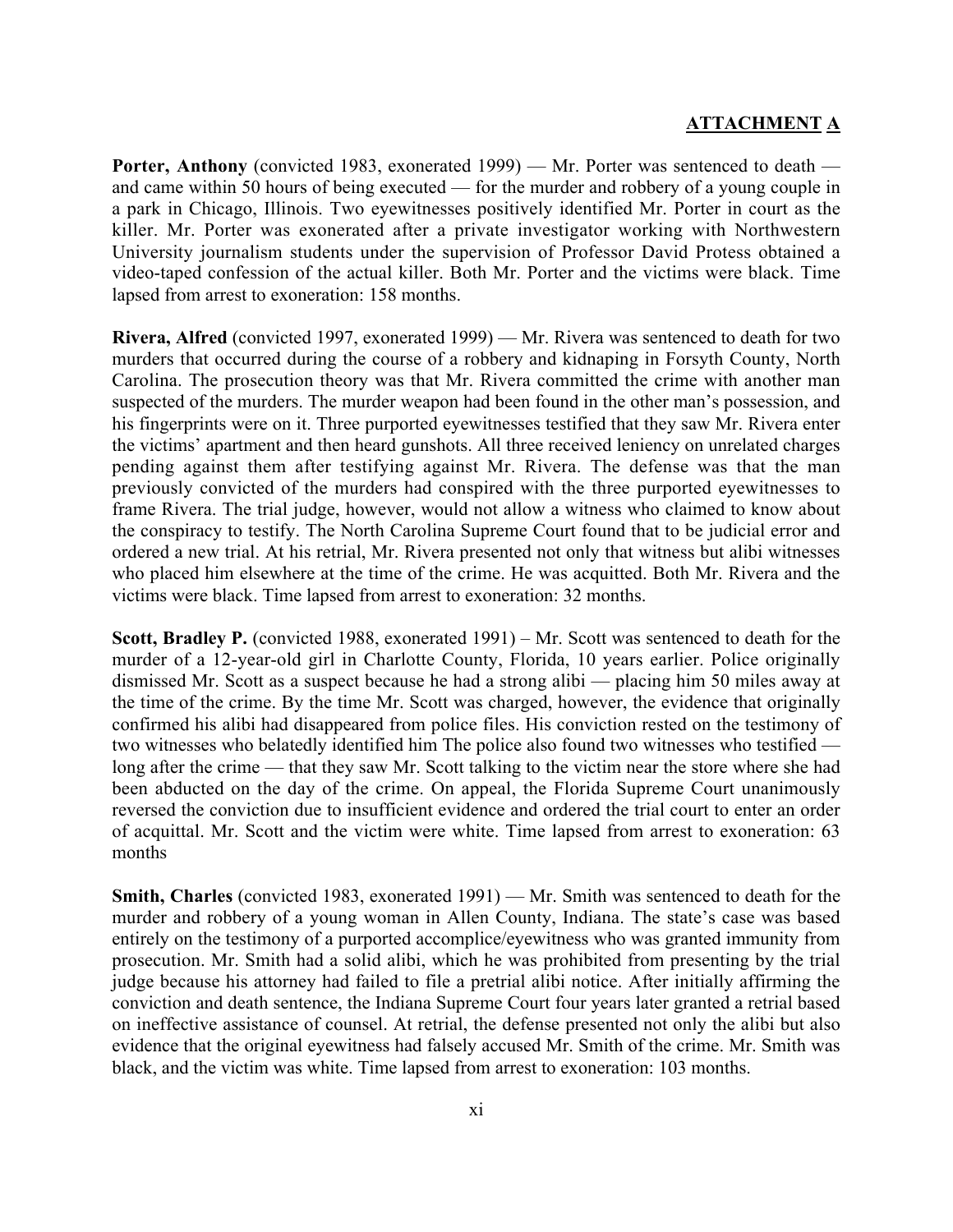**ATTACHMENT A**

**Porter, Anthony** (convicted 1983, exonerated 1999) — Mr. Porter was sentenced to death — and came within 50 hours of being executed — for the murder and robbery of a young couple in a park in Chicago, Illinois. Two eyewitnesses positively identified Mr. Porter in court as the killer. Mr. Porter was exonerated after a private investigator working with Northwestern University journalism students under the supervision of Professor David Protess obtained a video-taped confession of the actual killer. Both Mr. Porter and the victims were black. Time lapsed from arrest to exoneration: 158 months.

**Rivera, Alfred** (convicted 1997, exonerated 1999) — Mr. Rivera was sentenced to death for two murders that occurred during the course of a robbery and kidnaping in Forsyth County, North Carolina. The prosecution theory was that Mr. Rivera committed the crime with another man suspected of the murders. The murder weapon had been found in the other man's possession, and his fingerprints were on it. Three purported eyewitnesses testified that they saw Mr. Rivera enter the victims' apartment and then heard gunshots. All three received leniency on unrelated charges pending against them after testifying against Mr. Rivera. The defense was that the man previously convicted of the murders had conspired with the three purported eyewitnesses to frame Rivera. The trial judge, however, would not allow a witness who claimed to know about the conspiracy to testify. The North Carolina Supreme Court found that to be judicial error and ordered a new trial. At his retrial, Mr. Rivera presented not only that witness but alibi witnesses who placed him elsewhere at the time of the crime. He was acquitted. Both Mr. Rivera and the victims were black. Time lapsed from arrest to exoneration: 32 months.

**Scott, Bradley P.** (convicted 1988, exonerated 1991) – Mr. Scott was sentenced to death for the murder of a 12-year-old girl in Charlotte County, Florida, 10 years earlier. Police originally dismissed Mr. Scott as a suspect because he had a strong alibi — placing him 50 miles away at the time of the crime. By the time Mr. Scott was charged, however, the evidence that originally confirmed his alibi had disappeared from police files. His conviction rested on the testimony of two witnesses who belatedly identified him The police also found two witnesses who testified — long after the crime — that they saw Mr. Scott talking to the victim near the store where she had been abducted on the day of the crime. On appeal, the Florida Supreme Court unanimously reversed the conviction due to insufficient evidence and ordered the trial court to enter an order of acquittal. Mr. Scott and the victim were white. Time lapsed from arrest to exoneration: 63 months

**Smith, Charles** (convicted 1983, exonerated 1991) — Mr. Smith was sentenced to death for the murder and robbery of a young woman in Allen County, Indiana. The state's case was based entirely on the testimony of a purported accomplice/eyewitness who was granted immunity from prosecution. Mr. Smith had a solid alibi, which he was prohibited from presenting by the trial judge because his attorney had failed to file a pretrial alibi notice. After initially affirming the conviction and death sentence, the Indiana Supreme Court four years later granted a retrial based on ineffective assistance of counsel. At retrial, the defense presented not only the alibi but also evidence that the original eyewitness had falsely accused Mr. Smith of the crime. Mr. Smith was black, and the victim was white. Time lapsed from arrest to exoneration: 103 months.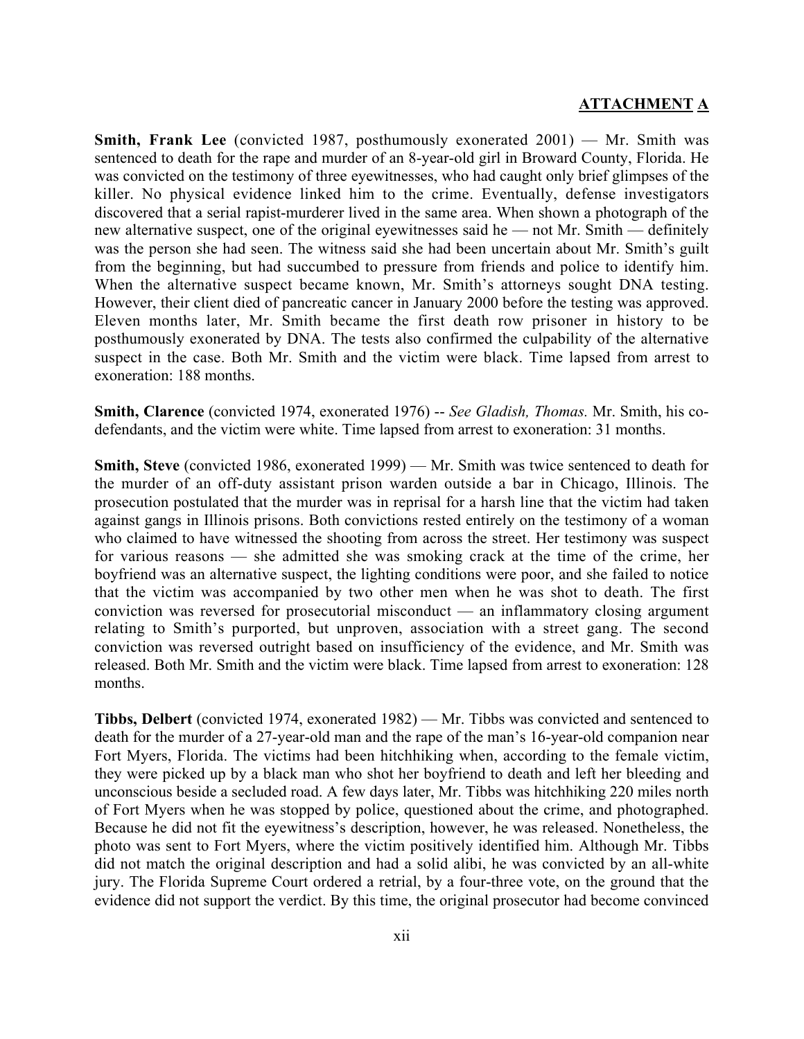**ATTACHMENT A**

**Smith, Frank Lee** (convicted 1987, posthumously exonerated 2001) — Mr. Smith was sentenced to death for the rape and murder of an 8-year-old girl in Broward County, Florida. He was convicted on the testimony of three eyewitnesses, who had caught only brief glimpses of the killer. No physical evidence linked him to the crime. Eventually, defense investigators discovered that a serial rapist-murderer lived in the same area. When shown a photograph of the new alternative suspect, one of the original eyewitnesses said he — not Mr. Smith — definitely was the person she had seen. The witness said she had been uncertain about Mr. Smith's guilt from the beginning, but had succumbed to pressure from friends and police to identify him. When the alternative suspect became known, Mr. Smith's attorneys sought DNA testing. However, their client died of pancreatic cancer in January 2000 before the testing was approved. Eleven months later, Mr. Smith became the first death row prisoner in history to be posthumously exonerated by DNA. The tests also confirmed the culpability of the alternative suspect in the case. Both Mr. Smith and the victim were black. Time lapsed from arrest to exoneration: 188 months.

**Smith, Clarence** (convicted 1974, exonerated 1976) -- *See Gladish, Thomas.* Mr. Smith, his co-defendants, and the victim were white. Time lapsed from arrest to exoneration: 31 months.

**Smith, Steve** (convicted 1986, exonerated 1999) — Mr. Smith was twice sentenced to death for the murder of an off-duty assistant prison warden outside a bar in Chicago, Illinois. The prosecution postulated that the murder was in reprisal for a harsh line that the victim had taken against gangs in Illinois prisons. Both convictions rested entirely on the testimony of a woman who claimed to have witnessed the shooting from across the street. Her testimony was suspect for various reasons — she admitted she was smoking crack at the time of the crime, her boyfriend was an alternative suspect, the lighting conditions were poor, and she failed to notice that the victim was accompanied by two other men when he was shot to death. The first conviction was reversed for prosecutorial misconduct — an inflammatory closing argument relating to Smith's purported, but unproven, association with a street gang. The second conviction was reversed outright based on insufficiency of the evidence, and Mr. Smith was released. Both Mr. Smith and the victim were black. Time lapsed from arrest to exoneration: 128 months.

**Tibbs, Delbert** (convicted 1974, exonerated 1982) — Mr. Tibbs was convicted and sentenced to death for the murder of a 27-year-old man and the rape of the man's 16-year-old companion near Fort Myers, Florida. The victims had been hitchhiking when, according to the female victim, they were picked up by a black man who shot her boyfriend to death and left her bleeding and unconscious beside a secluded road. A few days later, Mr. Tibbs was hitchhiking 220 miles north of Fort Myers when he was stopped by police, questioned about the crime, and photographed. Because he did not fit the eyewitness's description, however, he was released. Nonetheless, the photo was sent to Fort Myers, where the victim positively identified him. Although Mr. Tibbs did not match the original description and had a solid alibi, he was convicted by an all-white jury. The Florida Supreme Court ordered a retrial, by a four-three vote, on the ground that the evidence did not support the verdict. By this time, the original prosecutor had become convinced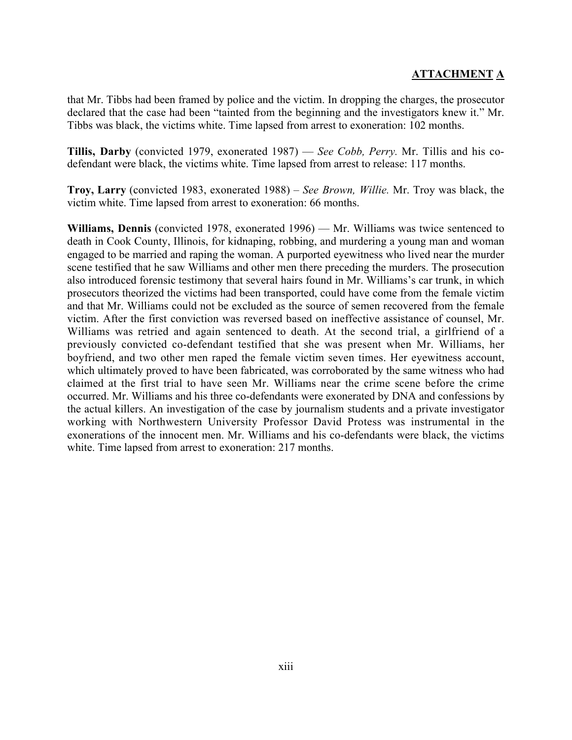**ATTACHMENT A**

that Mr. Tibbs had been framed by police and the victim. In dropping the charges, the prosecutor declared that the case had been "tainted from the beginning and the investigators knew it." Mr. Tibbs was black, the victims white. Time lapsed from arrest to exoneration: 102 months.

**Tillis, Darby** (convicted 1979, exonerated 1987) — *See Cobb, Perry.* Mr. Tillis and his co-defendant were black, the victims white. Time lapsed from arrest to release: 117 months.

**Troy, Larry** (convicted 1983, exonerated 1988) – *See Brown, Willie.* Mr. Troy was black, the victim white. Time lapsed from arrest to exoneration: 66 months.

**Williams, Dennis** (convicted 1978, exonerated 1996) — Mr. Williams was twice sentenced to death in Cook County, Illinois, for kidnaping, robbing, and murdering a young man and woman engaged to be married and raping the woman. A purported eyewitness who lived near the murder scene testified that he saw Williams and other men there preceding the murders. The prosecution also introduced forensic testimony that several hairs found in Mr. Williams's car trunk, in which prosecutors theorized the victims had been transported, could have come from the female victim and that Mr. Williams could not be excluded as the source of semen recovered from the female victim. After the first conviction was reversed based on ineffective assistance of counsel, Mr. Williams was retried and again sentenced to death. At the second trial, a girlfriend of a previously convicted co-defendant testified that she was present when Mr. Williams, her boyfriend, and two other men raped the female victim seven times. Her eyewitness account, which ultimately proved to have been fabricated, was corroborated by the same witness who had claimed at the first trial to have seen Mr. Williams near the crime scene before the crime occurred. Mr. Williams and his three co-defendants were exonerated by DNA and confessions by the actual killers. An investigation of the case by journalism students and a private investigator working with Northwestern University Professor David Protess was instrumental in the exonerations of the innocent men. Mr. Williams and his co-defendants were black, the victims white. Time lapsed from arrest to exoneration: 217 months.